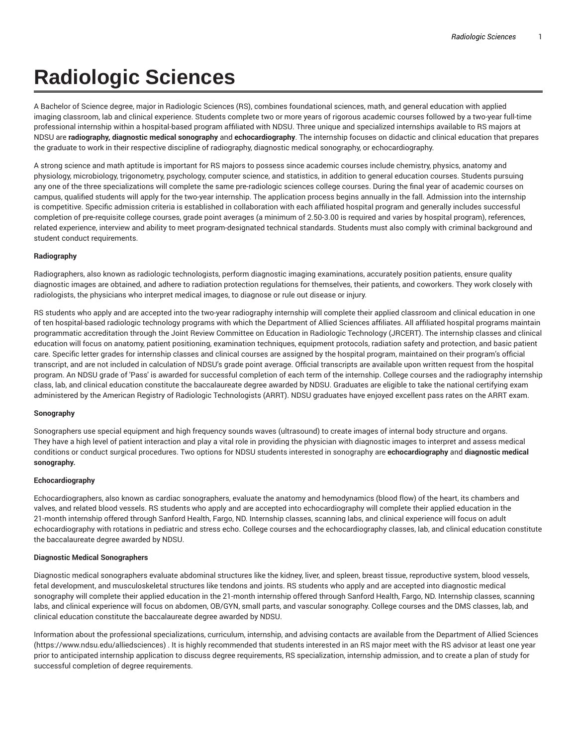# Radiologic Sciences

A Bachelor of Science degree, major in Radiologic Sciences (RS), combines foundational sciences, math, and general education with applied imaging classroom, lab and clinical experience. Students complete two or more years of rigorous academic courses followed by a two-year full-time professional internship within a hospital-based program affiliated with NDSU. Three unique and specialized internships available to RS majors at NDSU are **radiography, diagnostic medical sonography** and **echocardiography**. The internship focuses on didactic and clinical education that prepares the graduate to work in their respective discipline of radiography, diagnostic medical sonography, or echocardiography.

A strong science and math aptitude is important for RS majors to possess since academic courses include chemistry, physics, anatomy and physiology, microbiology, trigonometry, psychology, computer science, and statistics, in addition to general education courses. Students pursuing any one of the three specializations will complete the same pre-radiologic sciences college courses. During the final year of academic courses on campus, qualified students will apply for the two-year internship. The application process begins annually in the fall. Admission into the internship is competitive. Specific admission criteria is established in collaboration with each affiliated hospital program and generally includes successful completion of pre-requisite college courses, grade point averages (a minimum of 2.50-3.00 is required and varies by hospital program), references, related experience, interview and ability to meet program-designated technical standards. Students must also comply with criminal background and student conduct requirements.

**Radiography**

Radiographers, also known as radiologic technologists, perform diagnostic imaging examinations, accurately position patients, ensure quality diagnostic images are obtained, and adhere to radiation protection regulations for themselves, their patients, and coworkers. They work closely with radiologists, the physicians who interpret medical images, to diagnose or rule out disease or injury.

RS students who apply and are accepted into the two-year radiography internship will complete their applied classroom and clinical education in one of ten hospital-based radiologic technology programs with which the Department of Allied Sciences affiliates. All affiliated hospital programs maintain programmatic accreditation through the Joint Review Committee on Education in Radiologic Technology (JRCERT). The internship classes and clinical education will focus on anatomy, patient positioning, examination techniques, equipment protocols, radiation safety and protection, and basic patient care. Specific letter grades for internship classes and clinical courses are assigned by the hospital program, maintained on their program's official transcript, and are not included in calculation of NDSU's grade point average. Official transcripts are available upon written request from the hospital program. An NDSU grade of 'Pass' is awarded for successful completion of each term of the internship. College courses and the radiography internship class, lab, and clinical education constitute the baccalaureate degree awarded by NDSU. Graduates are eligible to take the national certifying exam administered by the American Registry of Radiologic Technologists (ARRT). NDSU graduates have enjoyed excellent pass rates on the ARRT exam.

**Sonography**

Sonographers use special equipment and high frequency sounds waves (ultrasound) to create images of internal body structure and organs. They have a high level of patient interaction and play a vital role in providing the physician with diagnostic images to interpret and assess medical conditions or conduct surgical procedures. Two options for NDSU students interested in sonography are **echocardiography** and **diagnostic medical sonography.**

**Echocardiography**

Echocardiographers, also known as cardiac sonographers, evaluate the anatomy and hemodynamics (blood flow) of the heart, its chambers and valves, and related blood vessels. RS students who apply and are accepted into echocardiography will complete their applied education in the 21-month internship offered through Sanford Health, Fargo, ND. Internship classes, scanning labs, and clinical experience will focus on adult echocardiography with rotations in pediatric and stress echo. College courses and the echocardiography classes, lab, and clinical education constitute the baccalaureate degree awarded by NDSU.

**Diagnostic Medical Sonographers**

Diagnostic medical sonographers evaluate abdominal structures like the kidney, liver, and spleen, breast tissue, reproductive system, blood vessels, fetal development, and musculoskeletal structures like tendons and joints. RS students who apply and are accepted into diagnostic medical sonography will complete their applied education in the 21-month internship offered through Sanford Health, Fargo, ND. Internship classes, scanning labs, and clinical experience will focus on abdomen, OB/GYN, small parts, and vascular sonography. College courses and the DMS classes, lab, and clinical education constitute the baccalaureate degree awarded by NDSU.

Information about the professional specializations, curriculum, internship, and advising contacts are available from the Department of Allied Sciences (https://www.ndsu.edu/alliedsciences) . It is highly recommended that students interested in an RS major meet with the RS advisor at least one year prior to anticipated internship application to discuss degree requirements, RS specialization, internship admission, and to create a plan of study for successful completion of degree requirements.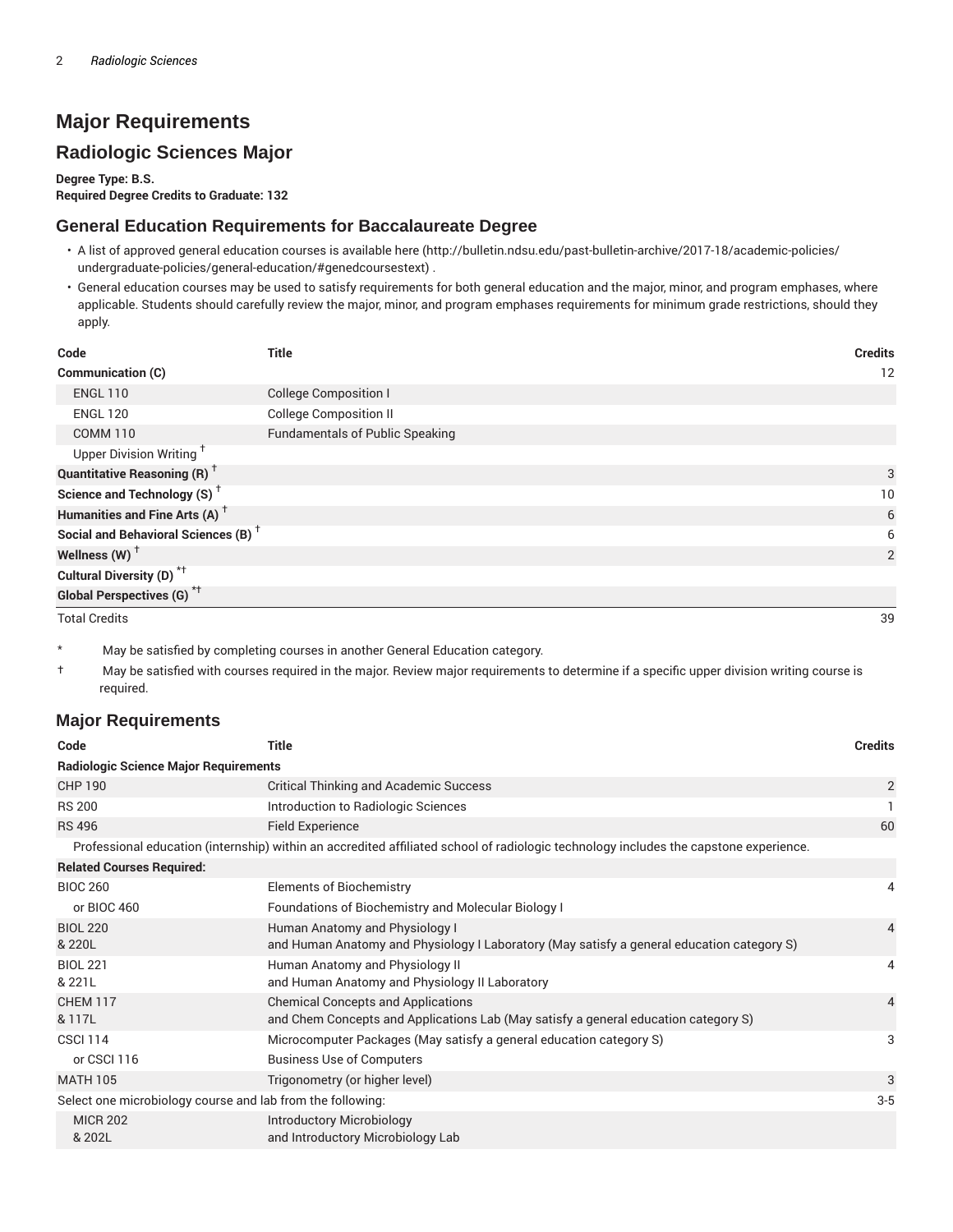# Major Requirements

## Radiologic Sciences Major

**Degree Type: B.S.**
**Required Degree Credits to Graduate: 132**

### General Education Requirements for Baccalaureate Degree

- A list of approved general education courses is available here (http://bulletin.ndsu.edu/past-bulletin-archive/2017-18/academic-policies/undergraduate-policies/general-education/#genedcoursestext) .
- General education courses may be used to satisfy requirements for both general education and the major, minor, and program emphases, where applicable. Students should carefully review the major, minor, and program emphases requirements for minimum grade restrictions, should they apply.

| Code | Title | Credits |
|---|---|---|
| **Communication (C)** | | 12 |
| ENGL 110 | College Composition I | |
| ENGL 120 | College Composition II | |
| COMM 110 | Fundamentals of Public Speaking | |
| Upper Division Writing † | | |
| **Quantitative Reasoning (R) †** | | 3 |
| **Science and Technology (S) †** | | 10 |
| **Humanities and Fine Arts (A) †** | | 6 |
| **Social and Behavioral Sciences (B) †** | | 6 |
| **Wellness (W) †** | | 2 |
| **Cultural Diversity (D) *†** | | |
| **Global Perspectives (G) *†** | | |
| Total Credits | | 39 |

\* May be satisfied by completing courses in another General Education category.

† May be satisfied with courses required in the major. Review major requirements to determine if a specific upper division writing course is required.

### Major Requirements

| Code | Title | Credits |
|---|---|---|
| **Radiologic Science Major Requirements** | | |
| CHP 190 | Critical Thinking and Academic Success | 2 |
| RS 200 | Introduction to Radiologic Sciences | 1 |
| RS 496 | Field Experience | 60 |
| Professional education (internship) within an accredited affiliated school of radiologic technology includes the capstone experience. | | |
| **Related Courses Required:** | | |
| BIOC 260 | Elements of Biochemistry | 4 |
| or BIOC 460 | Foundations of Biochemistry and Molecular Biology I | |
| BIOL 220 & 220L | Human Anatomy and Physiology I and Human Anatomy and Physiology I Laboratory (May satisfy a general education category S) | 4 |
| BIOL 221 & 221L | Human Anatomy and Physiology II and Human Anatomy and Physiology II Laboratory | 4 |
| CHEM 117 & 117L | Chemical Concepts and Applications and Chem Concepts and Applications Lab (May satisfy a general education category S) | 4 |
| CSCI 114 | Microcomputer Packages (May satisfy a general education category S) | 3 |
| or CSCI 116 | Business Use of Computers | |
| MATH 105 | Trigonometry (or higher level) | 3 |
| Select one microbiology course and lab from the following: | | 3-5 |
| MICR 202 & 202L | Introductory Microbiology and Introductory Microbiology Lab | |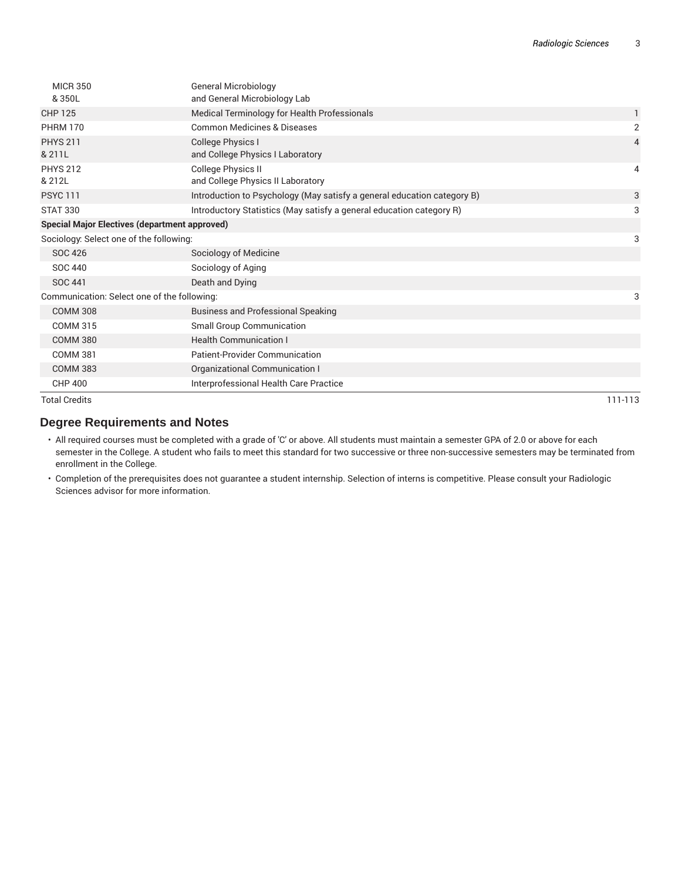| | | |
|---|---|---|
| MICR 350<br>& 350L | General Microbiology<br>and General Microbiology Lab | |
| CHP 125 | Medical Terminology for Health Professionals | 1 |
| PHRM 170 | Common Medicines & Diseases | 2 |
| PHYS 211<br>& 211L | College Physics I<br>and College Physics I Laboratory | 4 |
| PHYS 212<br>& 212L | College Physics II<br>and College Physics II Laboratory | 4 |
| PSYC 111 | Introduction to Psychology (May satisfy a general education category B) | 3 |
| STAT 330 | Introductory Statistics (May satisfy a general education category R) | 3 |
| **Special Major Electives (department approved)** | | |
| Sociology: Select one of the following: | | 3 |
| SOC 426 | Sociology of Medicine | |
| SOC 440 | Sociology of Aging | |
| SOC 441 | Death and Dying | |
| Communication: Select one of the following: | | 3 |
| COMM 308 | Business and Professional Speaking | |
| COMM 315 | Small Group Communication | |
| COMM 380 | Health Communication I | |
| COMM 381 | Patient-Provider Communication | |
| COMM 383 | Organizational Communication I | |
| CHP 400 | Interprofessional Health Care Practice | |
| Total Credits | | 111-113 |

## Degree Requirements and Notes

- All required courses must be completed with a grade of 'C' or above. All students must maintain a semester GPA of 2.0 or above for each semester in the College. A student who fails to meet this standard for two successive or three non-successive semesters may be terminated from enrollment in the College.
- Completion of the prerequisites does not guarantee a student internship. Selection of interns is competitive. Please consult your Radiologic Sciences advisor for more information.